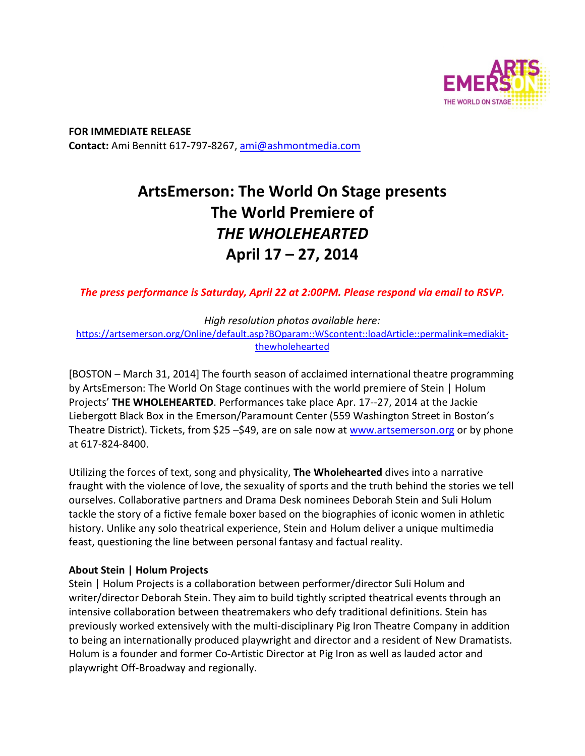**FOR IMMEDIATE RELEASE**
**Contact:** Ami Bennitt 617-797-8267, ami@ashmontmedia.com

# ArtsEmerson: The World On Stage presents The World Premiere of *THE WHOLEHEARTED* April 17 – 27, 2014

***The press performance is Saturday, April 22 at 2:00PM. Please respond via email to RSVP.***

*High resolution photos available here:*
https://artsemerson.org/Online/default.asp?BOparam::WScontent::loadArticle::permalink=mediakit-thewholehearted

[BOSTON – March 31, 2014] The fourth season of acclaimed international theatre programming by ArtsEmerson: The World On Stage continues with the world premiere of Stein | Holum Projects' **THE WHOLEHEARTED**. Performances take place Apr. 17--27, 2014 at the Jackie Liebergott Black Box in the Emerson/Paramount Center (559 Washington Street in Boston's Theatre District). Tickets, from $25 –$49, are on sale now at www.artsemerson.org or by phone at 617-824-8400.

Utilizing the forces of text, song and physicality, **The Wholehearted** dives into a narrative fraught with the violence of love, the sexuality of sports and the truth behind the stories we tell ourselves. Collaborative partners and Drama Desk nominees Deborah Stein and Suli Holum tackle the story of a fictive female boxer based on the biographies of iconic women in athletic history. Unlike any solo theatrical experience, Stein and Holum deliver a unique multimedia feast, questioning the line between personal fantasy and factual reality.

**About Stein | Holum Projects**
Stein | Holum Projects is a collaboration between performer/director Suli Holum and writer/director Deborah Stein. They aim to build tightly scripted theatrical events through an intensive collaboration between theatremakers who defy traditional definitions. Stein has previously worked extensively with the multi-disciplinary Pig Iron Theatre Company in addition to being an internationally produced playwright and director and a resident of New Dramatists. Holum is a founder and former Co-Artistic Director at Pig Iron as well as lauded actor and playwright Off-Broadway and regionally.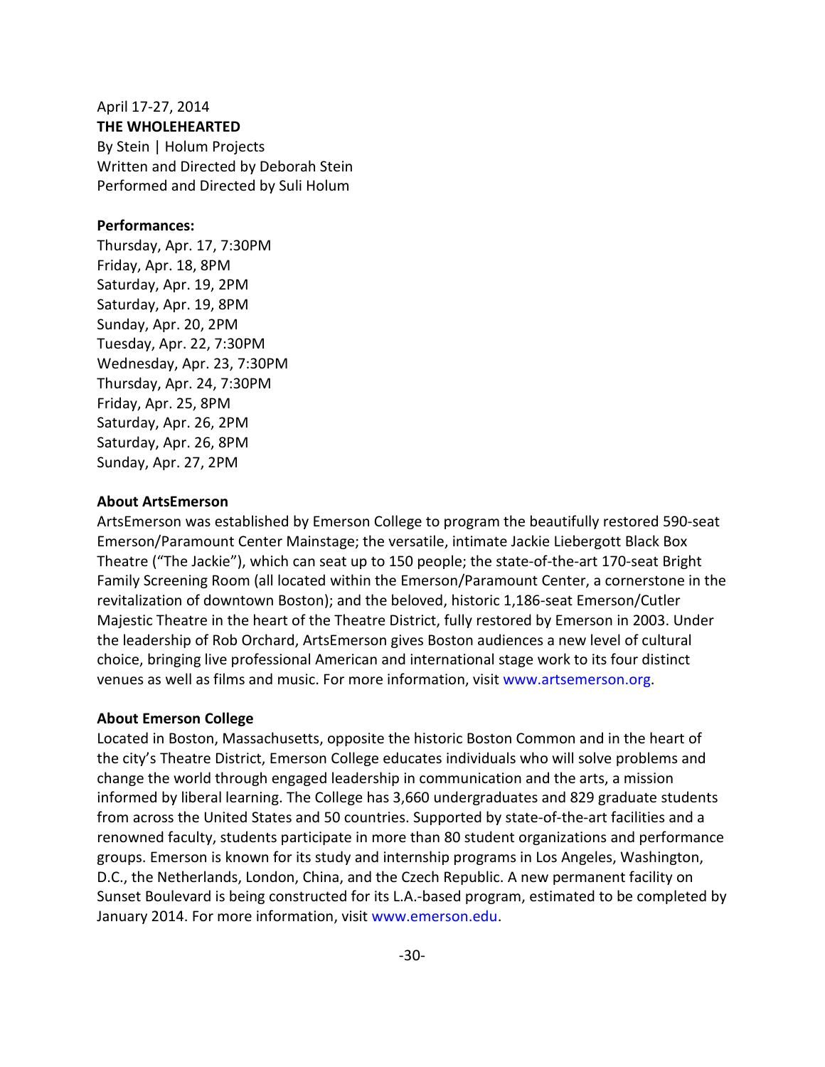April 17-27, 2014

**THE WHOLEHEARTED**

By Stein | Holum Projects

Written and Directed by Deborah Stein

Performed and Directed by Suli Holum

**Performances:**

Thursday, Apr. 17, 7:30PM

Friday, Apr. 18, 8PM

Saturday, Apr. 19, 2PM

Saturday, Apr. 19, 8PM

Sunday, Apr. 20, 2PM

Tuesday, Apr. 22, 7:30PM

Wednesday, Apr. 23, 7:30PM

Thursday, Apr. 24, 7:30PM

Friday, Apr. 25, 8PM

Saturday, Apr. 26, 2PM

Saturday, Apr. 26, 8PM

Sunday, Apr. 27, 2PM

**About ArtsEmerson**

ArtsEmerson was established by Emerson College to program the beautifully restored 590-seat Emerson/Paramount Center Mainstage; the versatile, intimate Jackie Liebergott Black Box Theatre ("The Jackie"), which can seat up to 150 people; the state-of-the-art 170-seat Bright Family Screening Room (all located within the Emerson/Paramount Center, a cornerstone in the revitalization of downtown Boston); and the beloved, historic 1,186-seat Emerson/Cutler Majestic Theatre in the heart of the Theatre District, fully restored by Emerson in 2003. Under the leadership of Rob Orchard, ArtsEmerson gives Boston audiences a new level of cultural choice, bringing live professional American and international stage work to its four distinct venues as well as films and music. For more information, visit www.artsemerson.org.

**About Emerson College**

Located in Boston, Massachusetts, opposite the historic Boston Common and in the heart of the city's Theatre District, Emerson College educates individuals who will solve problems and change the world through engaged leadership in communication and the arts, a mission informed by liberal learning. The College has 3,660 undergraduates and 829 graduate students from across the United States and 50 countries. Supported by state-of-the-art facilities and a renowned faculty, students participate in more than 80 student organizations and performance groups. Emerson is known for its study and internship programs in Los Angeles, Washington, D.C., the Netherlands, London, China, and the Czech Republic. A new permanent facility on Sunset Boulevard is being constructed for its L.A.-based program, estimated to be completed by January 2014. For more information, visit www.emerson.edu.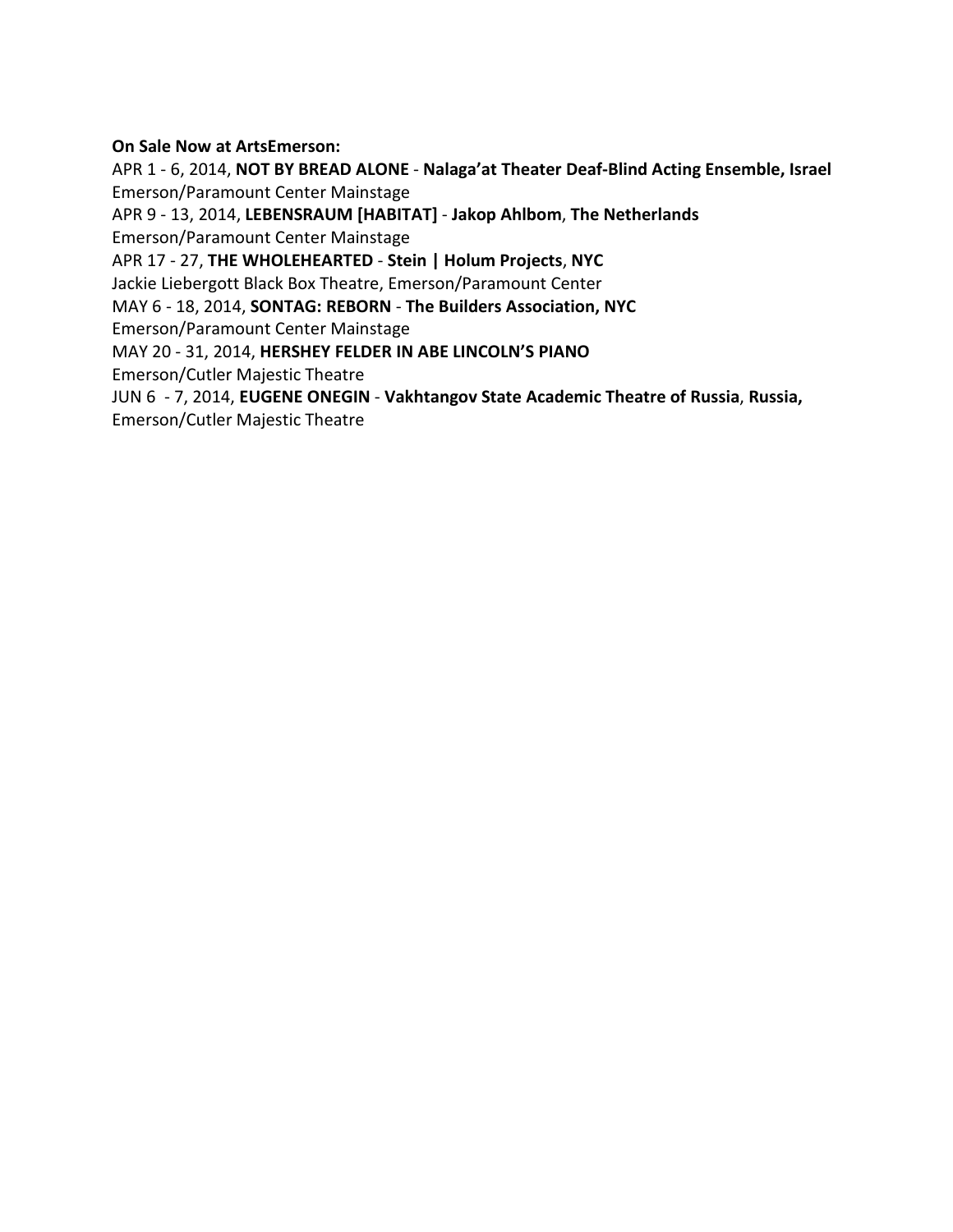**On Sale Now at ArtsEmerson:**

APR 1 - 6, 2014, **NOT BY BREAD ALONE** - **Nalaga'at Theater Deaf-Blind Acting Ensemble, Israel**
Emerson/Paramount Center Mainstage

APR 9 - 13, 2014, **LEBENSRAUM [HABITAT]** - **Jakop Ahlbom**, **The Netherlands**
Emerson/Paramount Center Mainstage

APR 17 - 27, **THE WHOLEHEARTED** - **Stein | Holum Projects**, **NYC**
Jackie Liebergott Black Box Theatre, Emerson/Paramount Center

MAY 6 - 18, 2014, **SONTAG: REBORN** - **The Builders Association, NYC**
Emerson/Paramount Center Mainstage

MAY 20 - 31, 2014, **HERSHEY FELDER IN ABE LINCOLN'S PIANO**
Emerson/Cutler Majestic Theatre

JUN 6 - 7, 2014, **EUGENE ONEGIN** - **Vakhtangov State Academic Theatre of Russia**, **Russia,**
Emerson/Cutler Majestic Theatre